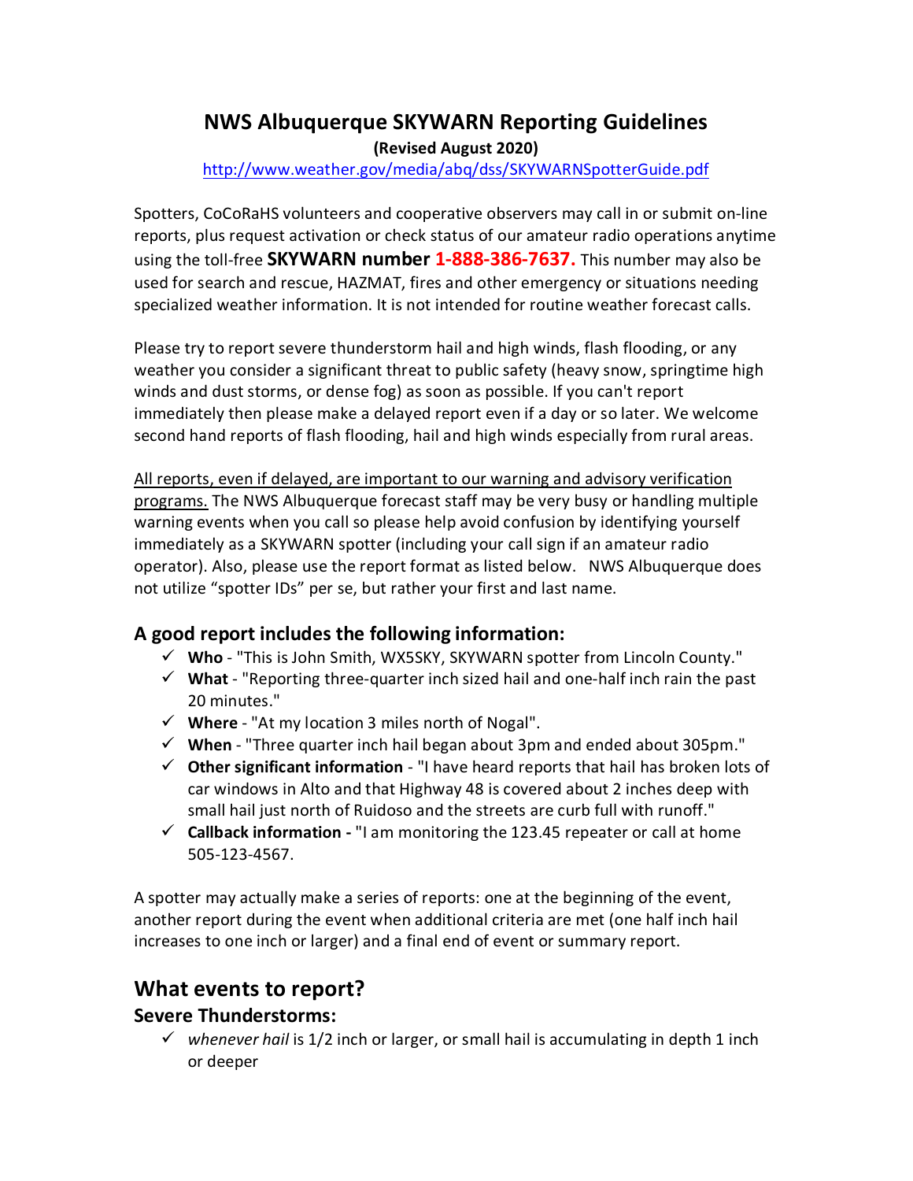# NWS Albuquerque SKYWARN Reporting Guidelines

**(Revised August 2020)**

http://www.weather.gov/media/abq/dss/SKYWARNSpotterGuide.pdf

Spotters, CoCoRaHS volunteers and cooperative observers may call in or submit on-line reports, plus request activation or check status of our amateur radio operations anytime using the toll-free **SKYWARN number 1-888-386-7637.** This number may also be used for search and rescue, HAZMAT, fires and other emergency or situations needing specialized weather information. It is not intended for routine weather forecast calls.

Please try to report severe thunderstorm hail and high winds, flash flooding, or any weather you consider a significant threat to public safety (heavy snow, springtime high winds and dust storms, or dense fog) as soon as possible. If you can't report immediately then please make a delayed report even if a day or so later. We welcome second hand reports of flash flooding, hail and high winds especially from rural areas.

All reports, even if delayed, are important to our warning and advisory verification programs. The NWS Albuquerque forecast staff may be very busy or handling multiple warning events when you call so please help avoid confusion by identifying yourself immediately as a SKYWARN spotter (including your call sign if an amateur radio operator). Also, please use the report format as listed below. NWS Albuquerque does not utilize "spotter IDs" per se, but rather your first and last name.

### A good report includes the following information:

- ✓ **Who** - "This is John Smith, WX5SKY, SKYWARN spotter from Lincoln County."
- ✓ **What** - "Reporting three-quarter inch sized hail and one-half inch rain the past 20 minutes."
- ✓ **Where** - "At my location 3 miles north of Nogal".
- ✓ **When** - "Three quarter inch hail began about 3pm and ended about 305pm."
- ✓ **Other significant information** - "I have heard reports that hail has broken lots of car windows in Alto and that Highway 48 is covered about 2 inches deep with small hail just north of Ruidoso and the streets are curb full with runoff."
- ✓ **Callback information -** "I am monitoring the 123.45 repeater or call at home 505-123-4567.

A spotter may actually make a series of reports: one at the beginning of the event, another report during the event when additional criteria are met (one half inch hail increases to one inch or larger) and a final end of event or summary report.

## What events to report?

### Severe Thunderstorms:

- ✓ *whenever hail* is 1/2 inch or larger, or small hail is accumulating in depth 1 inch or deeper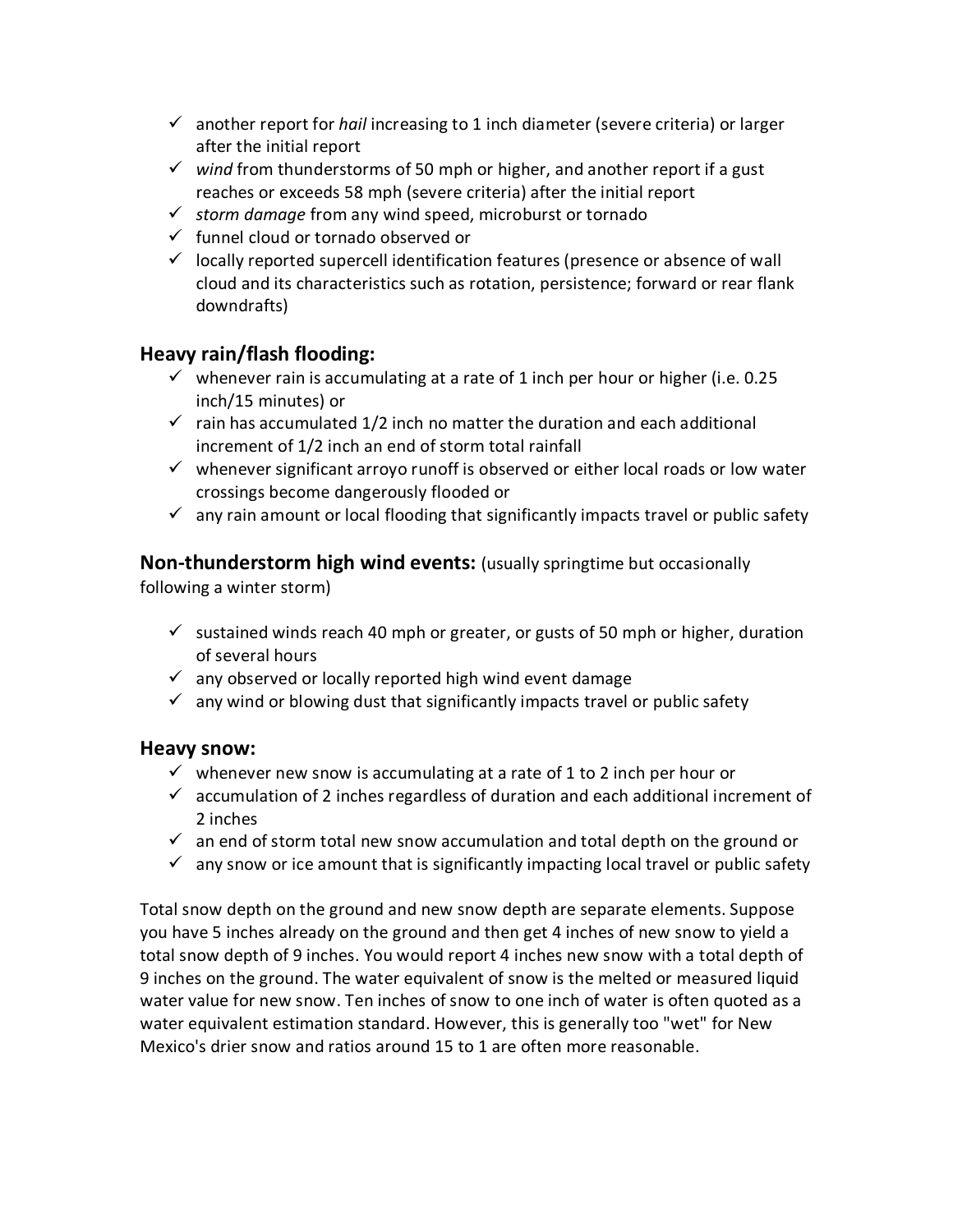- ✓ another report for *hail* increasing to 1 inch diameter (severe criteria) or larger after the initial report
- ✓ *wind* from thunderstorms of 50 mph or higher, and another report if a gust reaches or exceeds 58 mph (severe criteria) after the initial report
- ✓ *storm damage* from any wind speed, microburst or tornado
- ✓ funnel cloud or tornado observed or
- ✓ locally reported supercell identification features (presence or absence of wall cloud and its characteristics such as rotation, persistence; forward or rear flank downdrafts)

## Heavy rain/flash flooding:

- ✓ whenever rain is accumulating at a rate of 1 inch per hour or higher (i.e. 0.25 inch/15 minutes) or
- ✓ rain has accumulated 1/2 inch no matter the duration and each additional increment of 1/2 inch an end of storm total rainfall
- ✓ whenever significant arroyo runoff is observed or either local roads or low water crossings become dangerously flooded or
- ✓ any rain amount or local flooding that significantly impacts travel or public safety

## Non-thunderstorm high wind events: (usually springtime but occasionally following a winter storm)

- ✓ sustained winds reach 40 mph or greater, or gusts of 50 mph or higher, duration of several hours
- ✓ any observed or locally reported high wind event damage
- ✓ any wind or blowing dust that significantly impacts travel or public safety

## Heavy snow:

- ✓ whenever new snow is accumulating at a rate of 1 to 2 inch per hour or
- ✓ accumulation of 2 inches regardless of duration and each additional increment of 2 inches
- ✓ an end of storm total new snow accumulation and total depth on the ground or
- ✓ any snow or ice amount that is significantly impacting local travel or public safety

Total snow depth on the ground and new snow depth are separate elements. Suppose you have 5 inches already on the ground and then get 4 inches of new snow to yield a total snow depth of 9 inches. You would report 4 inches new snow with a total depth of 9 inches on the ground. The water equivalent of snow is the melted or measured liquid water value for new snow. Ten inches of snow to one inch of water is often quoted as a water equivalent estimation standard. However, this is generally too "wet" for New Mexico's drier snow and ratios around 15 to 1 are often more reasonable.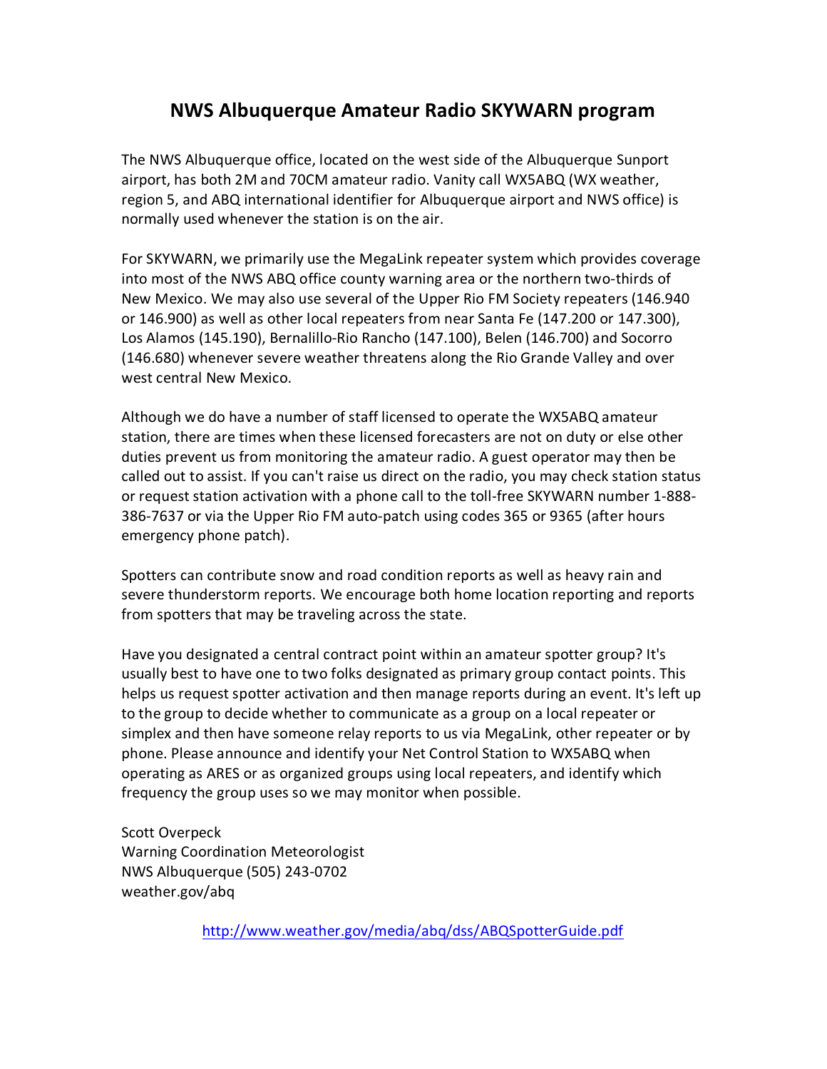# NWS Albuquerque Amateur Radio SKYWARN program

The NWS Albuquerque office, located on the west side of the Albuquerque Sunport airport, has both 2M and 70CM amateur radio. Vanity call WX5ABQ (WX weather, region 5, and ABQ international identifier for Albuquerque airport and NWS office) is normally used whenever the station is on the air.

For SKYWARN, we primarily use the MegaLink repeater system which provides coverage into most of the NWS ABQ office county warning area or the northern two-thirds of New Mexico. We may also use several of the Upper Rio FM Society repeaters (146.940 or 146.900) as well as other local repeaters from near Santa Fe (147.200 or 147.300), Los Alamos (145.190), Bernalillo-Rio Rancho (147.100), Belen (146.700) and Socorro (146.680) whenever severe weather threatens along the Rio Grande Valley and over west central New Mexico.

Although we do have a number of staff licensed to operate the WX5ABQ amateur station, there are times when these licensed forecasters are not on duty or else other duties prevent us from monitoring the amateur radio. A guest operator may then be called out to assist. If you can't raise us direct on the radio, you may check station status or request station activation with a phone call to the toll-free SKYWARN number 1-888-386-7637 or via the Upper Rio FM auto-patch using codes 365 or 9365 (after hours emergency phone patch).

Spotters can contribute snow and road condition reports as well as heavy rain and severe thunderstorm reports. We encourage both home location reporting and reports from spotters that may be traveling across the state.

Have you designated a central contract point within an amateur spotter group? It's usually best to have one to two folks designated as primary group contact points. This helps us request spotter activation and then manage reports during an event. It's left up to the group to decide whether to communicate as a group on a local repeater or simplex and then have someone relay reports to us via MegaLink, other repeater or by phone. Please announce and identify your Net Control Station to WX5ABQ when operating as ARES or as organized groups using local repeaters, and identify which frequency the group uses so we may monitor when possible.

Scott Overpeck
Warning Coordination Meteorologist
NWS Albuquerque (505) 243-0702
weather.gov/abq

http://www.weather.gov/media/abq/dss/ABQSpotterGuide.pdf